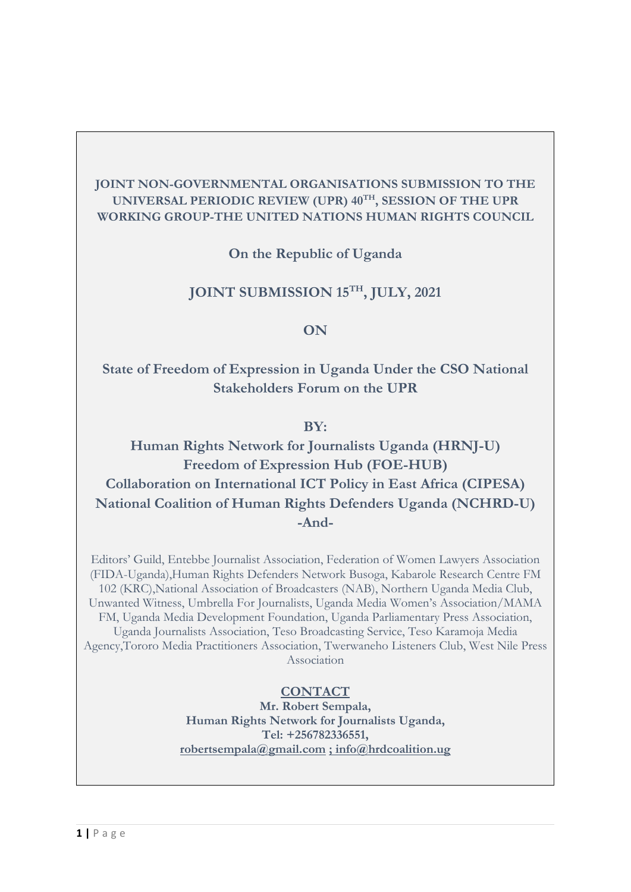**JOINT NON-GOVERNMENTAL ORGANISATIONS SUBMISSION TO THE UNIVERSAL PERIODIC REVIEW (UPR) 40TH, SESSION OF THE UPR WORKING GROUP-THE UNITED NATIONS HUMAN RIGHTS COUNCIL**

**On the Republic of Uganda**

**JOINT SUBMISSION 15TH, JULY, 2021**

**ON**

**State of Freedom of Expression in Uganda Under the CSO National Stakeholders Forum on the UPR**

**BY:**

**Human Rights Network for Journalists Uganda (HRNJ-U)**
**Freedom of Expression Hub (FOE-HUB)**
**Collaboration on International ICT Policy in East Africa (CIPESA)**
**National Coalition of Human Rights Defenders Uganda (NCHRD-U)**
**-And-**

Editors' Guild, Entebbe Journalist Association, Federation of Women Lawyers Association (FIDA-Uganda),Human Rights Defenders Network Busoga, Kabarole Research Centre FM 102 (KRC),National Association of Broadcasters (NAB), Northern Uganda Media Club, Unwanted Witness, Umbrella For Journalists, Uganda Media Women's Association/MAMA FM, Uganda Media Development Foundation, Uganda Parliamentary Press Association, Uganda Journalists Association, Teso Broadcasting Service, Teso Karamoja Media Agency,Tororo Media Practitioners Association, Twerwaneho Listeners Club, West Nile Press Association

**CONTACT**

**Mr. Robert Sempala,**
**Human Rights Network for Journalists Uganda,**
**Tel: +256782336551,**
**robertsempala@gmail.com ; info@hrdcoalition.ug**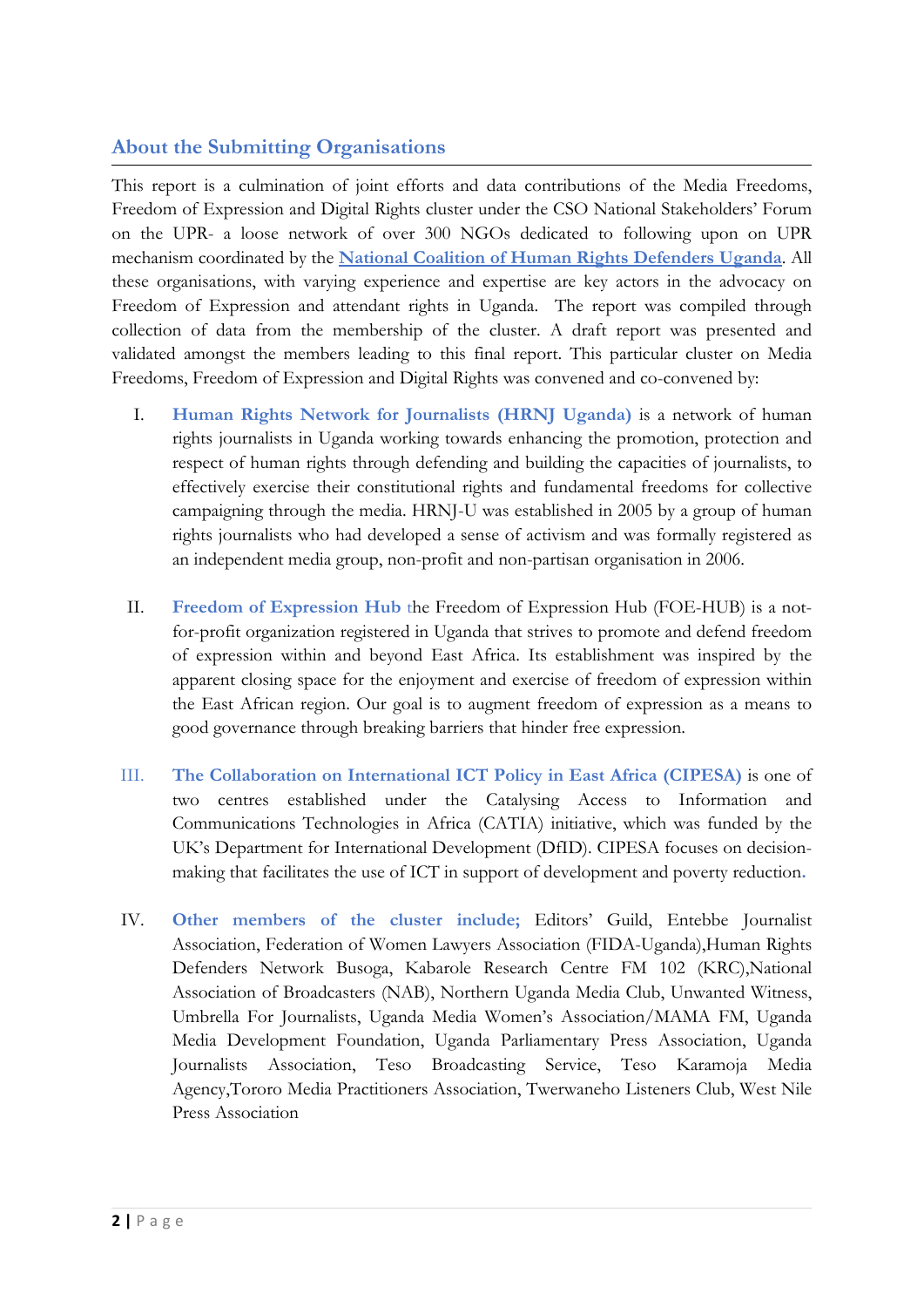## About the Submitting Organisations

This report is a culmination of joint efforts and data contributions of the Media Freedoms, Freedom of Expression and Digital Rights cluster under the CSO National Stakeholders' Forum on the UPR- a loose network of over 300 NGOs dedicated to following upon on UPR mechanism coordinated by the **National Coalition of Human Rights Defenders Uganda**. All these organisations, with varying experience and expertise are key actors in the advocacy on Freedom of Expression and attendant rights in Uganda. The report was compiled through collection of data from the membership of the cluster. A draft report was presented and validated amongst the members leading to this final report. This particular cluster on Media Freedoms, Freedom of Expression and Digital Rights was convened and co-convened by:

I. **Human Rights Network for Journalists (HRNJ Uganda)** is a network of human rights journalists in Uganda working towards enhancing the promotion, protection and respect of human rights through defending and building the capacities of journalists, to effectively exercise their constitutional rights and fundamental freedoms for collective campaigning through the media. HRNJ-U was established in 2005 by a group of human rights journalists who had developed a sense of activism and was formally registered as an independent media group, non-profit and non-partisan organisation in 2006.

II. **Freedom of Expression Hub** the Freedom of Expression Hub (FOE-HUB) is a not-for-profit organization registered in Uganda that strives to promote and defend freedom of expression within and beyond East Africa. Its establishment was inspired by the apparent closing space for the enjoyment and exercise of freedom of expression within the East African region. Our goal is to augment freedom of expression as a means to good governance through breaking barriers that hinder free expression.

III. **The Collaboration on International ICT Policy in East Africa (CIPESA)** is one of two centres established under the Catalysing Access to Information and Communications Technologies in Africa (CATIA) initiative, which was funded by the UK's Department for International Development (DfID). CIPESA focuses on decision-making that facilitates the use of ICT in support of development and poverty reduction.

IV. **Other members of the cluster include;** Editors' Guild, Entebbe Journalist Association, Federation of Women Lawyers Association (FIDA-Uganda),Human Rights Defenders Network Busoga, Kabarole Research Centre FM 102 (KRC),National Association of Broadcasters (NAB), Northern Uganda Media Club, Unwanted Witness, Umbrella For Journalists, Uganda Media Women's Association/MAMA FM, Uganda Media Development Foundation, Uganda Parliamentary Press Association, Uganda Journalists Association, Teso Broadcasting Service, Teso Karamoja Media Agency,Tororo Media Practitioners Association, Twerwaneho Listeners Club, West Nile Press Association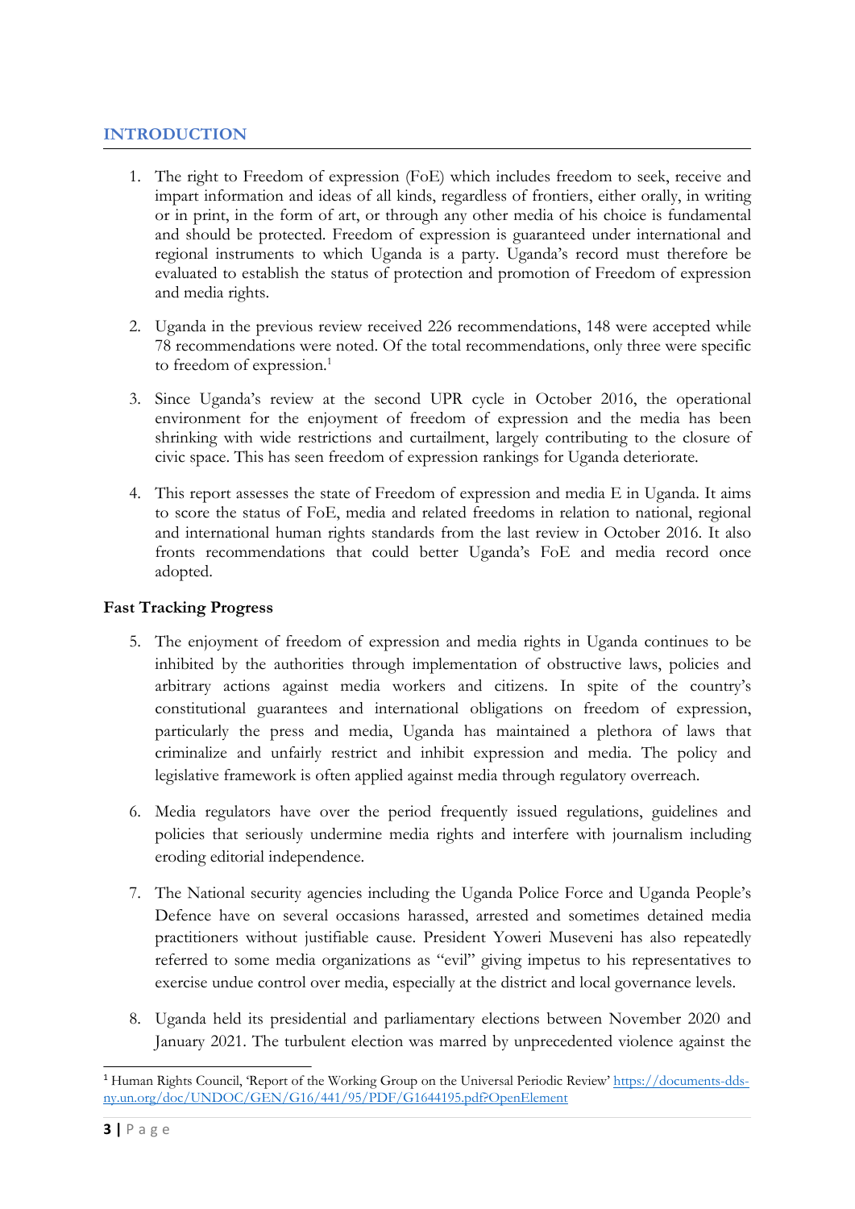## INTRODUCTION

1. The right to Freedom of expression (FoE) which includes freedom to seek, receive and impart information and ideas of all kinds, regardless of frontiers, either orally, in writing or in print, in the form of art, or through any other media of his choice is fundamental and should be protected. Freedom of expression is guaranteed under international and regional instruments to which Uganda is a party. Uganda's record must therefore be evaluated to establish the status of protection and promotion of Freedom of expression and media rights.

2. Uganda in the previous review received 226 recommendations, 148 were accepted while 78 recommendations were noted. Of the total recommendations, only three were specific to freedom of expression.[1]

3. Since Uganda's review at the second UPR cycle in October 2016, the operational environment for the enjoyment of freedom of expression and the media has been shrinking with wide restrictions and curtailment, largely contributing to the closure of civic space. This has seen freedom of expression rankings for Uganda deteriorate.

4. This report assesses the state of Freedom of expression and media E in Uganda. It aims to score the status of FoE, media and related freedoms in relation to national, regional and international human rights standards from the last review in October 2016. It also fronts recommendations that could better Uganda's FoE and media record once adopted.

### Fast Tracking Progress

5. The enjoyment of freedom of expression and media rights in Uganda continues to be inhibited by the authorities through implementation of obstructive laws, policies and arbitrary actions against media workers and citizens. In spite of the country's constitutional guarantees and international obligations on freedom of expression, particularly the press and media, Uganda has maintained a plethora of laws that criminalize and unfairly restrict and inhibit expression and media. The policy and legislative framework is often applied against media through regulatory overreach.

6. Media regulators have over the period frequently issued regulations, guidelines and policies that seriously undermine media rights and interfere with journalism including eroding editorial independence.

7. The National security agencies including the Uganda Police Force and Uganda People's Defence have on several occasions harassed, arrested and sometimes detained media practitioners without justifiable cause. President Yoweri Museveni has also repeatedly referred to some media organizations as "evil" giving impetus to his representatives to exercise undue control over media, especially at the district and local governance levels.

8. Uganda held its presidential and parliamentary elections between November 2020 and January 2021. The turbulent election was marred by unprecedented violence against the

---

[1] Human Rights Council, 'Report of the Working Group on the Universal Periodic Review' https://documents-dds-ny.un.org/doc/UNDOC/GEN/G16/441/95/PDF/G1644195.pdf?OpenElement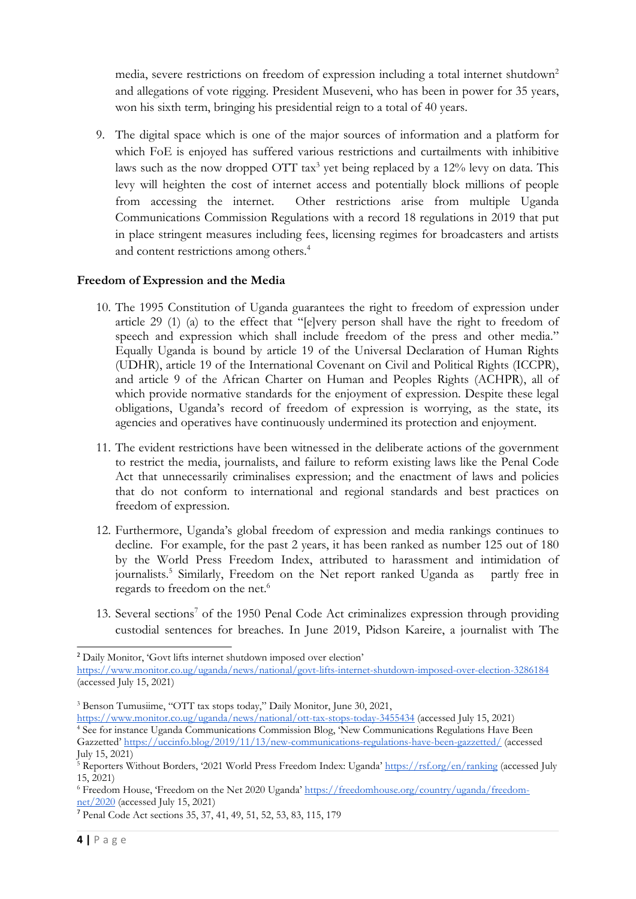media, severe restrictions on freedom of expression including a total internet shutdown[2] and allegations of vote rigging. President Museveni, who has been in power for 35 years, won his sixth term, bringing his presidential reign to a total of 40 years.

9. The digital space which is one of the major sources of information and a platform for which FoE is enjoyed has suffered various restrictions and curtailments with inhibitive laws such as the now dropped OTT tax[3] yet being replaced by a 12% levy on data. This levy will heighten the cost of internet access and potentially block millions of people from accessing the internet. Other restrictions arise from multiple Uganda Communications Commission Regulations with a record 18 regulations in 2019 that put in place stringent measures including fees, licensing regimes for broadcasters and artists and content restrictions among others.[4]

**Freedom of Expression and the Media**

10. The 1995 Constitution of Uganda guarantees the right to freedom of expression under article 29 (1) (a) to the effect that "[e]very person shall have the right to freedom of speech and expression which shall include freedom of the press and other media." Equally Uganda is bound by article 19 of the Universal Declaration of Human Rights (UDHR), article 19 of the International Covenant on Civil and Political Rights (ICCPR), and article 9 of the African Charter on Human and Peoples Rights (ACHPR), all of which provide normative standards for the enjoyment of expression. Despite these legal obligations, Uganda's record of freedom of expression is worrying, as the state, its agencies and operatives have continuously undermined its protection and enjoyment.

11. The evident restrictions have been witnessed in the deliberate actions of the government to restrict the media, journalists, and failure to reform existing laws like the Penal Code Act that unnecessarily criminalises expression; and the enactment of laws and policies that do not conform to international and regional standards and best practices on freedom of expression.

12. Furthermore, Uganda's global freedom of expression and media rankings continues to decline. For example, for the past 2 years, it has been ranked as number 125 out of 180 by the World Press Freedom Index, attributed to harassment and intimidation of journalists.[5] Similarly, Freedom on the Net report ranked Uganda as partly free in regards to freedom on the net.[6]

13. Several sections[7] of the 1950 Penal Code Act criminalizes expression through providing custodial sentences for breaches. In June 2019, Pidson Kareire, a journalist with The

---

[2] Daily Monitor, 'Govt lifts internet shutdown imposed over election' https://www.monitor.co.ug/uganda/news/national/govt-lifts-internet-shutdown-imposed-over-election-3286184 (accessed July 15, 2021)

[3] Benson Tumusiime, "OTT tax stops today," Daily Monitor, June 30, 2021, https://www.monitor.co.ug/uganda/news/national/ott-tax-stops-today-3455434 (accessed July 15, 2021)

[4] See for instance Uganda Communications Commission Blog, 'New Communications Regulations Have Been Gazzetted' https://uccinfo.blog/2019/11/13/new-communications-regulations-have-been-gazzetted/ (accessed July 15, 2021)

[5] Reporters Without Borders, '2021 World Press Freedom Index: Uganda' https://rsf.org/en/ranking (accessed July 15, 2021)

[6] Freedom House, 'Freedom on the Net 2020 Uganda' https://freedomhouse.org/country/uganda/freedom-net/2020 (accessed July 15, 2021)

[7] Penal Code Act sections 35, 37, 41, 49, 51, 52, 53, 83, 115, 179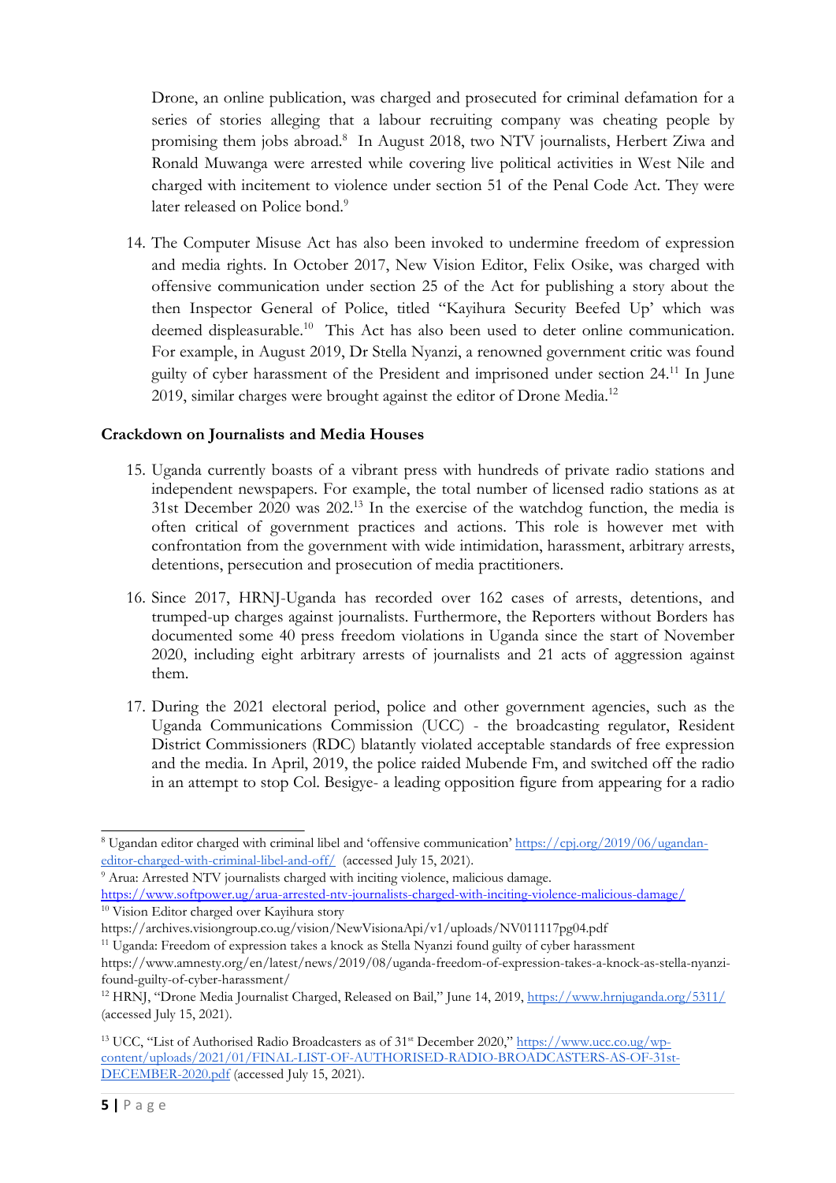Drone, an online publication, was charged and prosecuted for criminal defamation for a series of stories alleging that a labour recruiting company was cheating people by promising them jobs abroad.[8] In August 2018, two NTV journalists, Herbert Ziwa and Ronald Muwanga were arrested while covering live political activities in West Nile and charged with incitement to violence under section 51 of the Penal Code Act. They were later released on Police bond.[9]

14. The Computer Misuse Act has also been invoked to undermine freedom of expression and media rights. In October 2017, New Vision Editor, Felix Osike, was charged with offensive communication under section 25 of the Act for publishing a story about the then Inspector General of Police, titled "Kayihura Security Beefed Up' which was deemed displeasurable.[10] This Act has also been used to deter online communication. For example, in August 2019, Dr Stella Nyanzi, a renowned government critic was found guilty of cyber harassment of the President and imprisoned under section 24.[11] In June 2019, similar charges were brought against the editor of Drone Media.[12]

**Crackdown on Journalists and Media Houses**

15. Uganda currently boasts of a vibrant press with hundreds of private radio stations and independent newspapers. For example, the total number of licensed radio stations as at 31st December 2020 was 202.[13] In the exercise of the watchdog function, the media is often critical of government practices and actions. This role is however met with confrontation from the government with wide intimidation, harassment, arbitrary arrests, detentions, persecution and prosecution of media practitioners.

16. Since 2017, HRNJ-Uganda has recorded over 162 cases of arrests, detentions, and trumped-up charges against journalists. Furthermore, the Reporters without Borders has documented some 40 press freedom violations in Uganda since the start of November 2020, including eight arbitrary arrests of journalists and 21 acts of aggression against them.

17. During the 2021 electoral period, police and other government agencies, such as the Uganda Communications Commission (UCC) - the broadcasting regulator, Resident District Commissioners (RDC) blatantly violated acceptable standards of free expression and the media. In April, 2019, the police raided Mubende Fm, and switched off the radio in an attempt to stop Col. Besigye- a leading opposition figure from appearing for a radio

---

[8] Ugandan editor charged with criminal libel and 'offensive communication' https://cpj.org/2019/06/ugandan-editor-charged-with-criminal-libel-and-off/ (accessed July 15, 2021).

[9] Arua: Arrested NTV journalists charged with inciting violence, malicious damage. https://www.softpower.ug/arua-arrested-ntv-journalists-charged-with-inciting-violence-malicious-damage/

[10] Vision Editor charged over Kayihura story https://archives.visiongroup.co.ug/vision/NewVisionaApi/v1/uploads/NV011117pg04.pdf

[11] Uganda: Freedom of expression takes a knock as Stella Nyanzi found guilty of cyber harassment https://www.amnesty.org/en/latest/news/2019/08/uganda-freedom-of-expression-takes-a-knock-as-stella-nyanzi-found-guilty-of-cyber-harassment/

[12] HRNJ, "Drone Media Journalist Charged, Released on Bail," June 14, 2019, https://www.hrnjuganda.org/5311/ (accessed July 15, 2021).

[13] UCC, "List of Authorised Radio Broadcasters as of 31st December 2020," https://www.ucc.co.ug/wp-content/uploads/2021/01/FINAL-LIST-OF-AUTHORISED-RADIO-BROADCASTERS-AS-OF-31st-DECEMBER-2020.pdf (accessed July 15, 2021).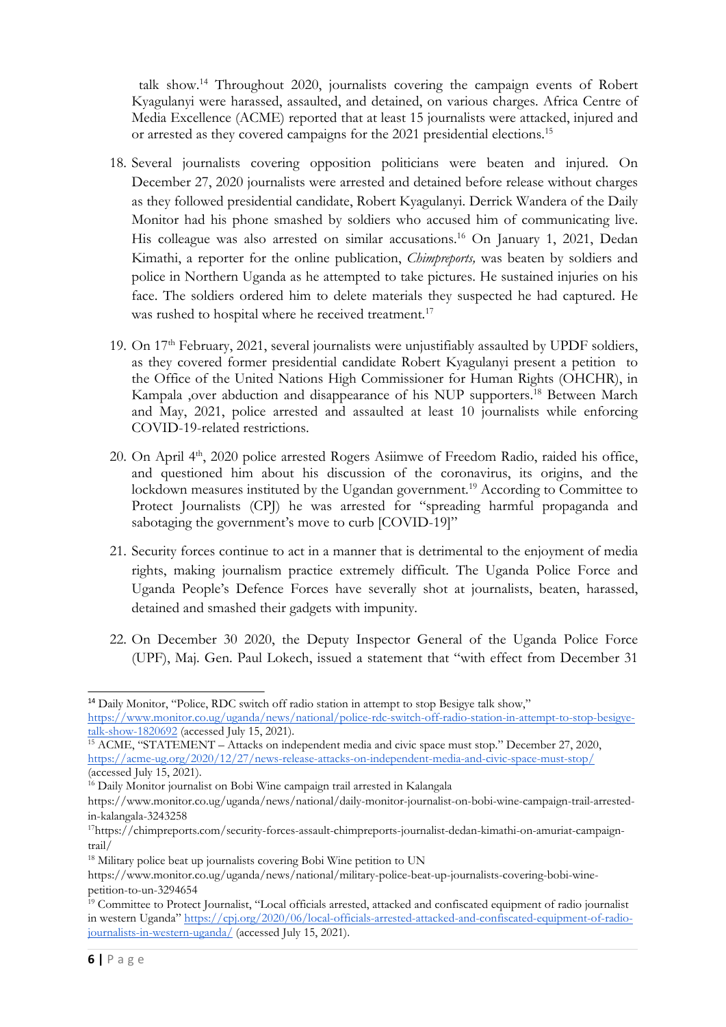talk show.[14] Throughout 2020, journalists covering the campaign events of Robert Kyagulanyi were harassed, assaulted, and detained, on various charges. Africa Centre of Media Excellence (ACME) reported that at least 15 journalists were attacked, injured and or arrested as they covered campaigns for the 2021 presidential elections.[15]

18. Several journalists covering opposition politicians were beaten and injured. On December 27, 2020 journalists were arrested and detained before release without charges as they followed presidential candidate, Robert Kyagulanyi. Derrick Wandera of the Daily Monitor had his phone smashed by soldiers who accused him of communicating live. His colleague was also arrested on similar accusations.[16] On January 1, 2021, Dedan Kimathi, a reporter for the online publication, *Chimpreports,* was beaten by soldiers and police in Northern Uganda as he attempted to take pictures. He sustained injuries on his face. The soldiers ordered him to delete materials they suspected he had captured. He was rushed to hospital where he received treatment.[17]

19. On 17th February, 2021, several journalists were unjustifiably assaulted by UPDF soldiers, as they covered former presidential candidate Robert Kyagulanyi present a petition to the Office of the United Nations High Commissioner for Human Rights (OHCHR), in Kampala ,over abduction and disappearance of his NUP supporters.[18] Between March and May, 2021, police arrested and assaulted at least 10 journalists while enforcing COVID-19-related restrictions.

20. On April 4th, 2020 police arrested Rogers Asiimwe of Freedom Radio, raided his office, and questioned him about his discussion of the coronavirus, its origins, and the lockdown measures instituted by the Ugandan government.[19] According to Committee to Protect Journalists (CPJ) he was arrested for "spreading harmful propaganda and sabotaging the government's move to curb [COVID-19]"

21. Security forces continue to act in a manner that is detrimental to the enjoyment of media rights, making journalism practice extremely difficult. The Uganda Police Force and Uganda People's Defence Forces have severally shot at journalists, beaten, harassed, detained and smashed their gadgets with impunity.

22. On December 30 2020, the Deputy Inspector General of the Uganda Police Force (UPF), Maj. Gen. Paul Lokech, issued a statement that "with effect from December 31

---

[14] Daily Monitor, "Police, RDC switch off radio station in attempt to stop Besigye talk show," https://www.monitor.co.ug/uganda/news/national/police-rdc-switch-off-radio-station-in-attempt-to-stop-besigye-talk-show-1820692 (accessed July 15, 2021).

[15] ACME, "STATEMENT – Attacks on independent media and civic space must stop." December 27, 2020, https://acme-ug.org/2020/12/27/news-release-attacks-on-independent-media-and-civic-space-must-stop/ (accessed July 15, 2021).

[16] Daily Monitor journalist on Bobi Wine campaign trail arrested in Kalangala https://www.monitor.co.ug/uganda/news/national/daily-monitor-journalist-on-bobi-wine-campaign-trail-arrested-in-kalangala-3243258

[17] https://chimpreports.com/security-forces-assault-chimpreports-journalist-dedan-kimathi-on-amuriat-campaign-trail/

[18] Military police beat up journalists covering Bobi Wine petition to UN https://www.monitor.co.ug/uganda/news/national/military-police-beat-up-journalists-covering-bobi-wine-petition-to-un-3294654

[19] Committee to Protect Journalist, "Local officials arrested, attacked and confiscated equipment of radio journalist in western Uganda" https://cpj.org/2020/06/local-officials-arrested-attacked-and-confiscated-equipment-of-radio-journalists-in-western-uganda/ (accessed July 15, 2021).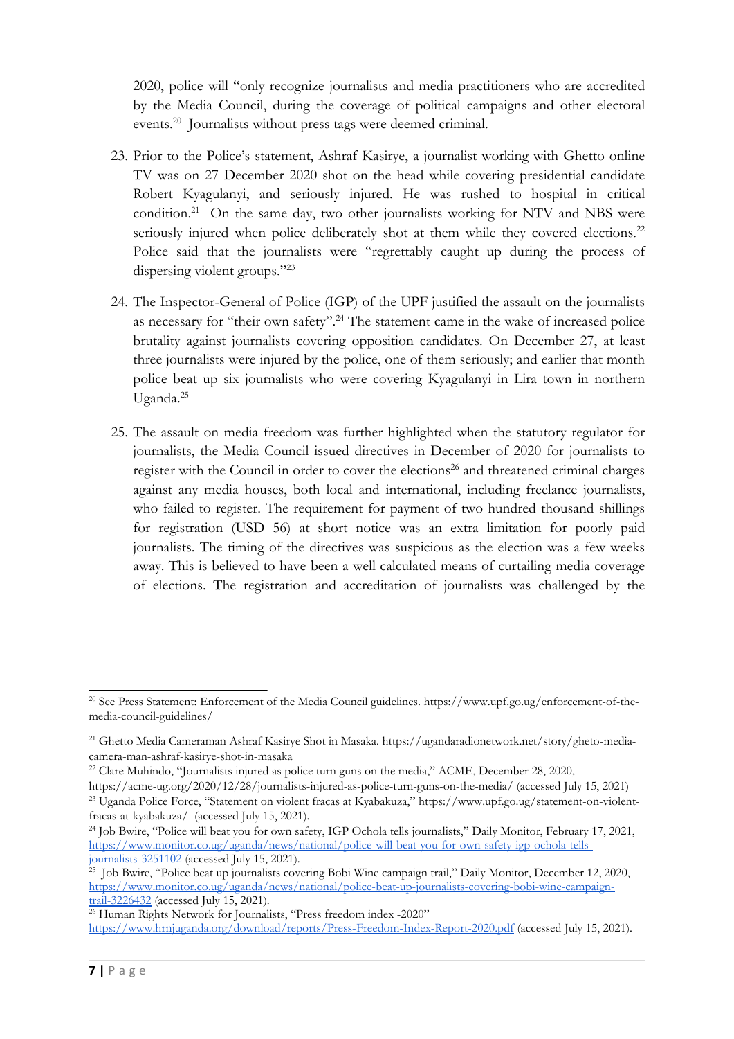2020, police will "only recognize journalists and media practitioners who are accredited by the Media Council, during the coverage of political campaigns and other electoral events.[20] Journalists without press tags were deemed criminal.

23. Prior to the Police's statement, Ashraf Kasirye, a journalist working with Ghetto online TV was on 27 December 2020 shot on the head while covering presidential candidate Robert Kyagulanyi, and seriously injured. He was rushed to hospital in critical condition.[21] On the same day, two other journalists working for NTV and NBS were seriously injured when police deliberately shot at them while they covered elections.[22] Police said that the journalists were "regrettably caught up during the process of dispersing violent groups."[23]

24. The Inspector-General of Police (IGP) of the UPF justified the assault on the journalists as necessary for "their own safety".[24] The statement came in the wake of increased police brutality against journalists covering opposition candidates. On December 27, at least three journalists were injured by the police, one of them seriously; and earlier that month police beat up six journalists who were covering Kyagulanyi in Lira town in northern Uganda.[25]

25. The assault on media freedom was further highlighted when the statutory regulator for journalists, the Media Council issued directives in December of 2020 for journalists to register with the Council in order to cover the elections[26] and threatened criminal charges against any media houses, both local and international, including freelance journalists, who failed to register. The requirement for payment of two hundred thousand shillings for registration (USD 56) at short notice was an extra limitation for poorly paid journalists. The timing of the directives was suspicious as the election was a few weeks away. This is believed to have been a well calculated means of curtailing media coverage of elections. The registration and accreditation of journalists was challenged by the

---

[20] See Press Statement: Enforcement of the Media Council guidelines. https://www.upf.go.ug/enforcement-of-the-media-council-guidelines/

[21] Ghetto Media Cameraman Ashraf Kasirye Shot in Masaka. https://ugandaradionetwork.net/story/gheto-media-camera-man-ashraf-kasirye-shot-in-masaka

[22] Clare Muhindo, "Journalists injured as police turn guns on the media," ACME, December 28, 2020, https://acme-ug.org/2020/12/28/journalists-injured-as-police-turn-guns-on-the-media/ (accessed July 15, 2021)

[23] Uganda Police Force, "Statement on violent fracas at Kyabakuza," https://www.upf.go.ug/statement-on-violent-fracas-at-kyabakuza/ (accessed July 15, 2021).

[24] Job Bwire, "Police will beat you for own safety, IGP Ochola tells journalists," Daily Monitor, February 17, 2021, https://www.monitor.co.ug/uganda/news/national/police-will-beat-you-for-own-safety-igp-ochola-tells-journalists-3251102 (accessed July 15, 2021).

[25] Job Bwire, "Police beat up journalists covering Bobi Wine campaign trail," Daily Monitor, December 12, 2020, https://www.monitor.co.ug/uganda/news/national/police-beat-up-journalists-covering-bobi-wine-campaign-trail-3226432 (accessed July 15, 2021).

[26] Human Rights Network for Journalists, "Press freedom index -2020" https://www.hrnjuganda.org/download/reports/Press-Freedom-Index-Report-2020.pdf (accessed July 15, 2021).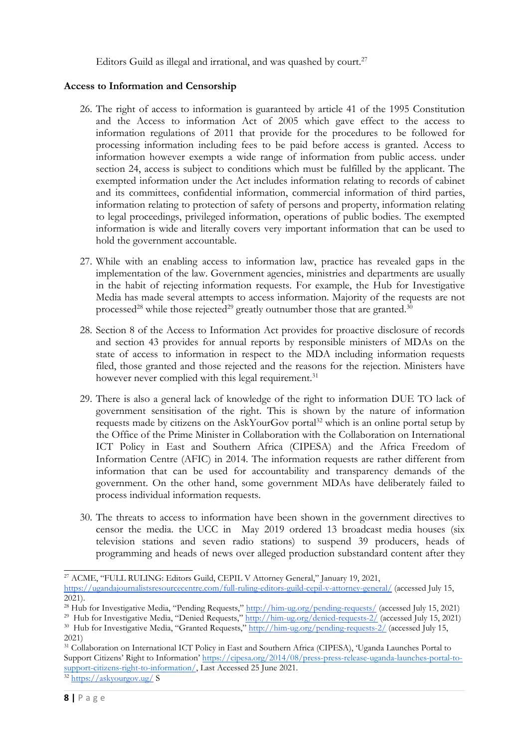Editors Guild as illegal and irrational, and was quashed by court.[27]

**Access to Information and Censorship**

26. The right of access to information is guaranteed by article 41 of the 1995 Constitution and the Access to information Act of 2005 which gave effect to the access to information regulations of 2011 that provide for the procedures to be followed for processing information including fees to be paid before access is granted. Access to information however exempts a wide range of information from public access. under section 24, access is subject to conditions which must be fulfilled by the applicant. The exempted information under the Act includes information relating to records of cabinet and its committees, confidential information, commercial information of third parties, information relating to protection of safety of persons and property, information relating to legal proceedings, privileged information, operations of public bodies. The exempted information is wide and literally covers very important information that can be used to hold the government accountable.

27. While with an enabling access to information law, practice has revealed gaps in the implementation of the law. Government agencies, ministries and departments are usually in the habit of rejecting information requests. For example, the Hub for Investigative Media has made several attempts to access information. Majority of the requests are not processed[28] while those rejected[29] greatly outnumber those that are granted.[30]

28. Section 8 of the Access to Information Act provides for proactive disclosure of records and section 43 provides for annual reports by responsible ministers of MDAs on the state of access to information in respect to the MDA including information requests filed, those granted and those rejected and the reasons for the rejection. Ministers have however never complied with this legal requirement.[31]

29. There is also a general lack of knowledge of the right to information DUE TO lack of government sensitisation of the right. This is shown by the nature of information requests made by citizens on the AskYourGov portal[32] which is an online portal setup by the Office of the Prime Minister in Collaboration with the Collaboration on International ICT Policy in East and Southern Africa (CIPESA) and the Africa Freedom of Information Centre (AFIC) in 2014. The information requests are rather different from information that can be used for accountability and transparency demands of the government. On the other hand, some government MDAs have deliberately failed to process individual information requests.

30. The threats to access to information have been shown in the government directives to censor the media. the UCC in May 2019 ordered 13 broadcast media houses (six television stations and seven radio stations) to suspend 39 producers, heads of programming and heads of news over alleged production substandard content after they

---

[27] ACME, "FULL RULING: Editors Guild, CEPIL V Attorney General," January 19, 2021, https://ugandajournalistsresourcecentre.com/full-ruling-editors-guild-cepil-v-attorney-general/ (accessed July 15, 2021).

[28] Hub for Investigative Media, "Pending Requests," http://him-ug.org/pending-requests/ (accessed July 15, 2021)

[29] Hub for Investigative Media, "Denied Requests," http://him-ug.org/denied-requests-2/ (accessed July 15, 2021)

[30] Hub for Investigative Media, "Granted Requests," http://him-ug.org/pending-requests-2/ (accessed July 15, 2021)

[31] Collaboration on International ICT Policy in East and Southern Africa (CIPESA), 'Uganda Launches Portal to Support Citizens' Right to Information' https://cipesa.org/2014/08/press-press-release-uganda-launches-portal-to-support-citizens-right-to-information/, Last Accessed 25 June 2021.

[32] https://askyourgov.ug/ S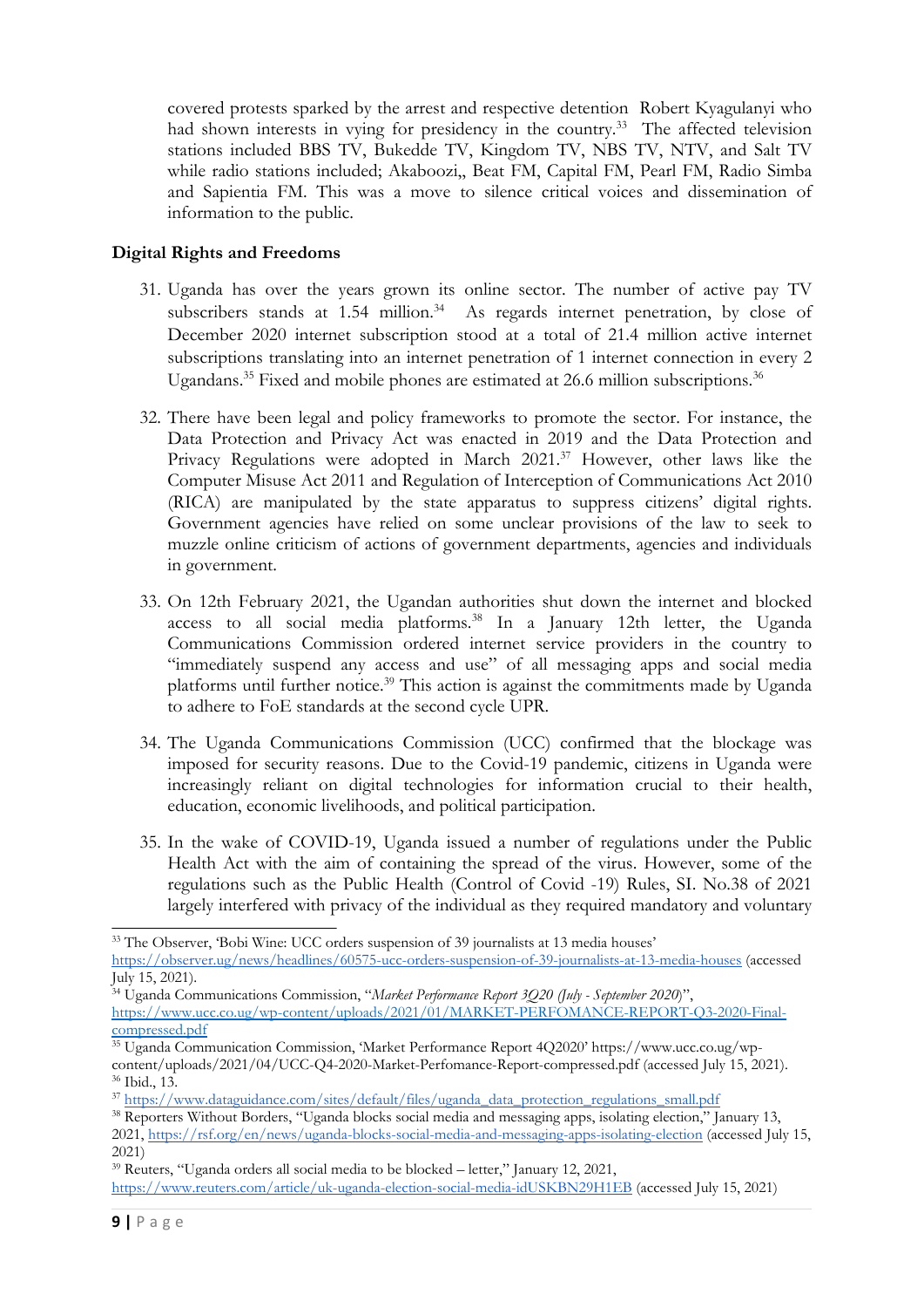covered protests sparked by the arrest and respective detention  Robert Kyagulanyi who had shown interests in vying for presidency in the country.[33]  The affected television stations included BBS TV, Bukedde TV, Kingdom TV, NBS TV, NTV, and Salt TV while radio stations included; Akaboozi,, Beat FM, Capital FM, Pearl FM, Radio Simba and Sapientia FM. This was a move to silence critical voices and dissemination of information to the public.

### Digital Rights and Freedoms

31. Uganda has over the years grown its online sector. The number of active pay TV subscribers stands at 1.54 million.[34]  As regards internet penetration, by close of December 2020 internet subscription stood at a total of 21.4 million active internet subscriptions translating into an internet penetration of 1 internet connection in every 2 Ugandans.[35] Fixed and mobile phones are estimated at 26.6 million subscriptions.[36]

32. There have been legal and policy frameworks to promote the sector. For instance, the Data Protection and Privacy Act was enacted in 2019 and the Data Protection and Privacy Regulations were adopted in March 2021.[37] However, other laws like the Computer Misuse Act 2011 and Regulation of Interception of Communications Act 2010 (RICA) are manipulated by the state apparatus to suppress citizens' digital rights. Government agencies have relied on some unclear provisions of the law to seek to muzzle online criticism of actions of government departments, agencies and individuals in government.

33. On 12th February 2021, the Ugandan authorities shut down the internet and blocked access to all social media platforms.[38] In a January 12th letter, the Uganda Communications Commission ordered internet service providers in the country to "immediately suspend any access and use" of all messaging apps and social media platforms until further notice.[39] This action is against the commitments made by Uganda to adhere to FoE standards at the second cycle UPR.

34. The Uganda Communications Commission (UCC) confirmed that the blockage was imposed for security reasons. Due to the Covid-19 pandemic, citizens in Uganda were increasingly reliant on digital technologies for information crucial to their health, education, economic livelihoods, and political participation.

35. In the wake of COVID-19, Uganda issued a number of regulations under the Public Health Act with the aim of containing the spread of the virus. However, some of the regulations such as the Public Health (Control of Covid -19) Rules, SI. No.38 of 2021 largely interfered with privacy of the individual as they required mandatory and voluntary

---

[33] The Observer, 'Bobi Wine: UCC orders suspension of 39 journalists at 13 media houses' https://observer.ug/news/headlines/60575-ucc-orders-suspension-of-39-journalists-at-13-media-houses (accessed July 15, 2021).

[34] Uganda Communications Commission, "*Market Performance Report 3Q20 (July - September 2020)*", https://www.ucc.co.ug/wp-content/uploads/2021/01/MARKET-PERFOMANCE-REPORT-Q3-2020-Final-compressed.pdf

[35] Uganda Communication Commission, 'Market Performance Report 4Q2020' https://www.ucc.co.ug/wp-content/uploads/2021/04/UCC-Q4-2020-Market-Perfomance-Report-compressed.pdf (accessed July 15, 2021).

[36] Ibid., 13.

[37] https://www.dataguidance.com/sites/default/files/uganda_data_protection_regulations_small.pdf

[38] Reporters Without Borders, "Uganda blocks social media and messaging apps, isolating election," January 13, 2021, https://rsf.org/en/news/uganda-blocks-social-media-and-messaging-apps-isolating-election (accessed July 15, 2021)

[39] Reuters, "Uganda orders all social media to be blocked – letter," January 12, 2021, https://www.reuters.com/article/uk-uganda-election-social-media-idUSKBN29H1EB (accessed July 15, 2021)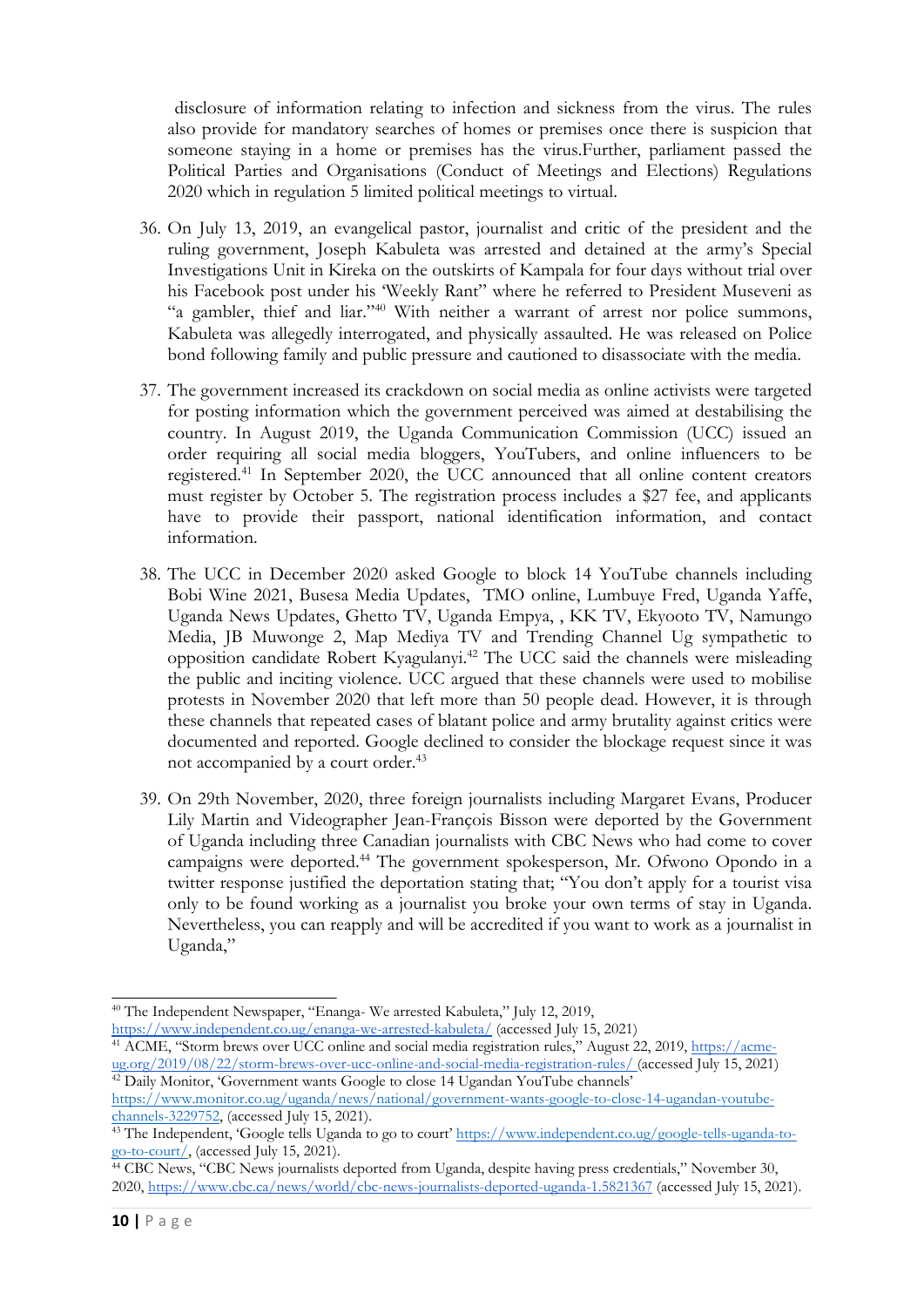disclosure of information relating to infection and sickness from the virus. The rules also provide for mandatory searches of homes or premises once there is suspicion that someone staying in a home or premises has the virus.Further, parliament passed the Political Parties and Organisations (Conduct of Meetings and Elections) Regulations 2020 which in regulation 5 limited political meetings to virtual.

36. On July 13, 2019, an evangelical pastor, journalist and critic of the president and the ruling government, Joseph Kabuleta was arrested and detained at the army's Special Investigations Unit in Kireka on the outskirts of Kampala for four days without trial over his Facebook post under his 'Weekly Rant" where he referred to President Museveni as "a gambler, thief and liar."[40] With neither a warrant of arrest nor police summons, Kabuleta was allegedly interrogated, and physically assaulted. He was released on Police bond following family and public pressure and cautioned to disassociate with the media.

37. The government increased its crackdown on social media as online activists were targeted for posting information which the government perceived was aimed at destabilising the country. In August 2019, the Uganda Communication Commission (UCC) issued an order requiring all social media bloggers, YouTubers, and online influencers to be registered.[41] In September 2020, the UCC announced that all online content creators must register by October 5. The registration process includes a $27 fee, and applicants have to provide their passport, national identification information, and contact information.

38. The UCC in December 2020 asked Google to block 14 YouTube channels including Bobi Wine 2021, Busesa Media Updates, TMO online, Lumbuye Fred, Uganda Yaffe, Uganda News Updates, Ghetto TV, Uganda Empya, , KK TV, Ekyooto TV, Namungo Media, JB Muwonge 2, Map Mediya TV and Trending Channel Ug sympathetic to opposition candidate Robert Kyagulanyi.[42] The UCC said the channels were misleading the public and inciting violence. UCC argued that these channels were used to mobilise protests in November 2020 that left more than 50 people dead. However, it is through these channels that repeated cases of blatant police and army brutality against critics were documented and reported. Google declined to consider the blockage request since it was not accompanied by a court order.[43]

39. On 29th November, 2020, three foreign journalists including Margaret Evans, Producer Lily Martin and Videographer Jean-François Bisson were deported by the Government of Uganda including three Canadian journalists with CBC News who had come to cover campaigns were deported.[44] The government spokesperson, Mr. Ofwono Opondo in a twitter response justified the deportation stating that; "You don't apply for a tourist visa only to be found working as a journalist you broke your own terms of stay in Uganda. Nevertheless, you can reapply and will be accredited if you want to work as a journalist in Uganda,"

---

[40] The Independent Newspaper, "Enanga- We arrested Kabuleta," July 12, 2019, https://www.independent.co.ug/enanga-we-arrested-kabuleta/ (accessed July 15, 2021)

[41] ACME, "Storm brews over UCC online and social media registration rules," August 22, 2019, https://acme-ug.org/2019/08/22/storm-brews-over-ucc-online-and-social-media-registration-rules/ (accessed July 15, 2021)

[42] Daily Monitor, 'Government wants Google to close 14 Ugandan YouTube channels' https://www.monitor.co.ug/uganda/news/national/government-wants-google-to-close-14-ugandan-youtube-channels-3229752, (accessed July 15, 2021).

[43] The Independent, 'Google tells Uganda to go to court' https://www.independent.co.ug/google-tells-uganda-to-go-to-court/, (accessed July 15, 2021).

[44] CBC News, "CBC News journalists deported from Uganda, despite having press credentials," November 30, 2020, https://www.cbc.ca/news/world/cbc-news-journalists-deported-uganda-1.5821367 (accessed July 15, 2021).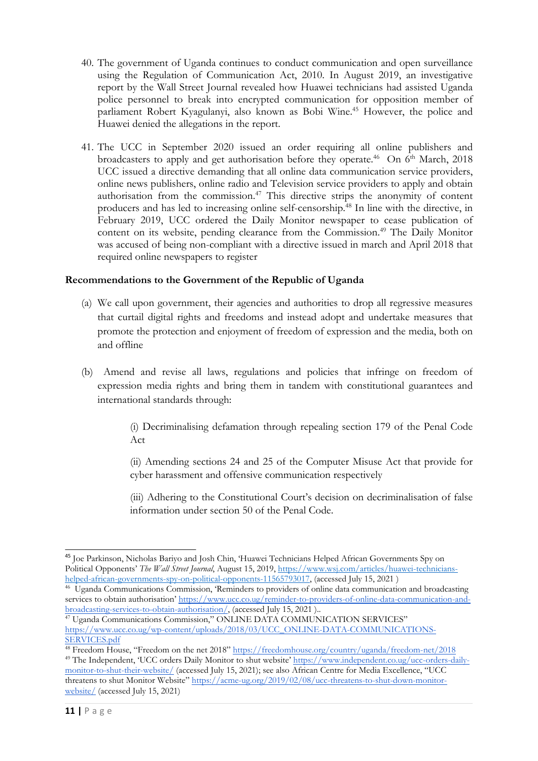40. The government of Uganda continues to conduct communication and open surveillance using the Regulation of Communication Act, 2010. In August 2019, an investigative report by the Wall Street Journal revealed how Huawei technicians had assisted Uganda police personnel to break into encrypted communication for opposition member of parliament Robert Kyagulanyi, also known as Bobi Wine.[45] However, the police and Huawei denied the allegations in the report.

41. The UCC in September 2020 issued an order requiring all online publishers and broadcasters to apply and get authorisation before they operate.[46] On 6th March, 2018 UCC issued a directive demanding that all online data communication service providers, online news publishers, online radio and Television service providers to apply and obtain authorisation from the commission.[47] This directive strips the anonymity of content producers and has led to increasing online self-censorship.[48] In line with the directive, in February 2019, UCC ordered the Daily Monitor newspaper to cease publication of content on its website, pending clearance from the Commission.[49] The Daily Monitor was accused of being non-compliant with a directive issued in march and April 2018 that required online newspapers to register

**Recommendations to the Government of the Republic of Uganda**

(a) We call upon government, their agencies and authorities to drop all regressive measures that curtail digital rights and freedoms and instead adopt and undertake measures that promote the protection and enjoyment of freedom of expression and the media, both on and offline

(b) Amend and revise all laws, regulations and policies that infringe on freedom of expression media rights and bring them in tandem with constitutional guarantees and international standards through:

> (i) Decriminalising defamation through repealing section 179 of the Penal Code Act
>
> (ii) Amending sections 24 and 25 of the Computer Misuse Act that provide for cyber harassment and offensive communication respectively
>
> (iii) Adhering to the Constitutional Court's decision on decriminalisation of false information under section 50 of the Penal Code.

---

[45] Joe Parkinson, Nicholas Bariyo and Josh Chin, 'Huawei Technicians Helped African Governments Spy on Political Opponents' *The Wall Street Journal*, August 15, 2019, https://www.wsj.com/articles/huawei-technicians-helped-african-governments-spy-on-political-opponents-11565793017, (accessed July 15, 2021 )

[46] Uganda Communications Commission, 'Reminders to providers of online data communication and broadcasting services to obtain authorisation' https://www.ucc.co.ug/reminder-to-providers-of-online-data-communication-and-broadcasting-services-to-obtain-authorisation/, (accessed July 15, 2021 )..

[47] Uganda Communications Commission," ONLINE DATA COMMUNICATION SERVICES" https://www.ucc.co.ug/wp-content/uploads/2018/03/UCC_ONLINE-DATA-COMMUNICATIONS-SERVICES.pdf

[48] Freedom House, "Freedom on the net 2018" https://freedomhouse.org/country/uganda/freedom-net/2018

[49] The Independent, 'UCC orders Daily Monitor to shut website' https://www.independent.co.ug/ucc-orders-daily-monitor-to-shut-their-website/ (accessed July 15, 2021); see also African Centre for Media Excellence, "UCC threatens to shut Monitor Website" https://acme-ug.org/2019/02/08/ucc-threatens-to-shut-down-monitor-website/ (accessed July 15, 2021)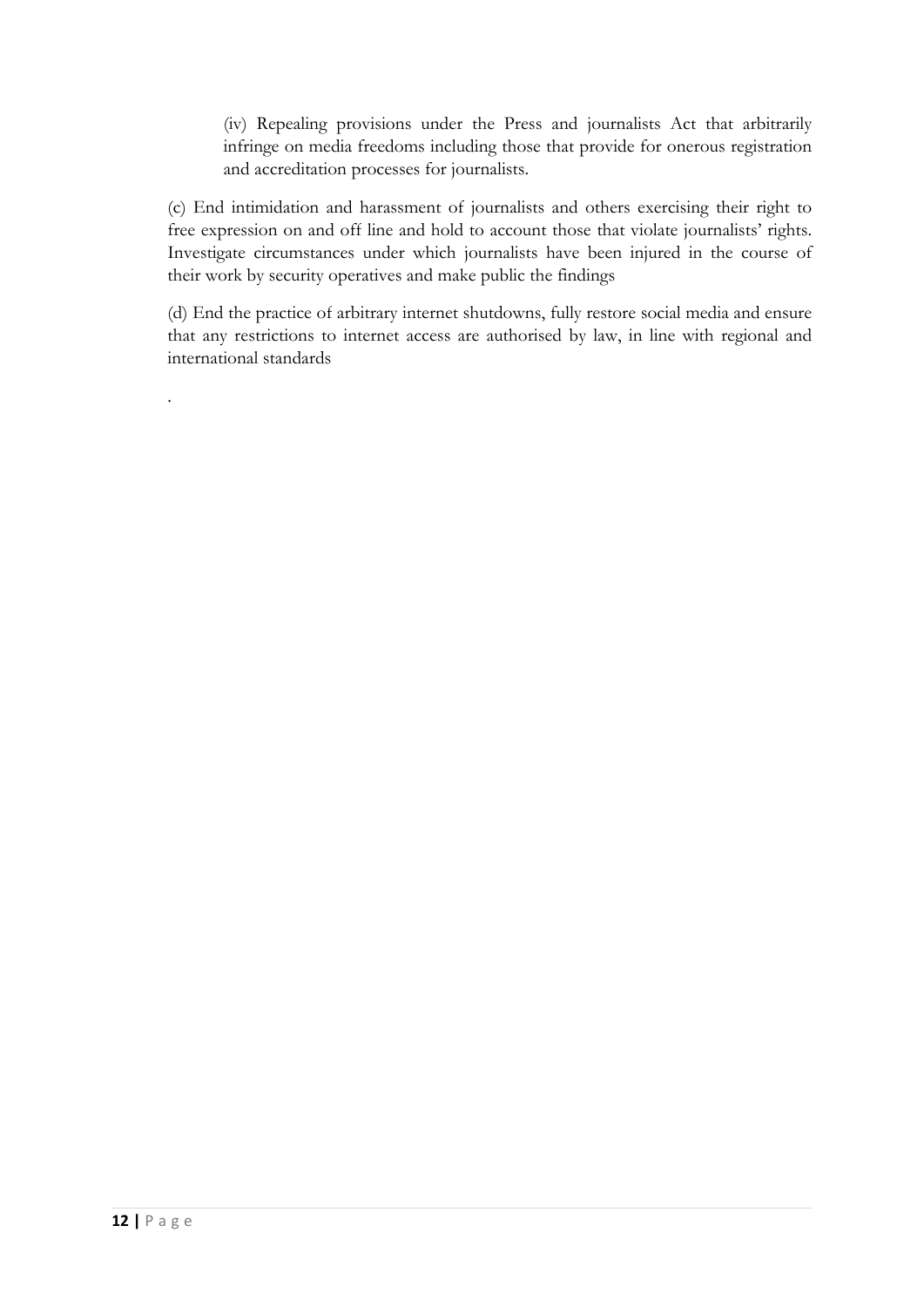(iv) Repealing provisions under the Press and journalists Act that arbitrarily infringe on media freedoms including those that provide for onerous registration and accreditation processes for journalists.

(c) End intimidation and harassment of journalists and others exercising their right to free expression on and off line and hold to account those that violate journalists' rights. Investigate circumstances under which journalists have been injured in the course of their work by security operatives and make public the findings

(d) End the practice of arbitrary internet shutdowns, fully restore social media and ensure that any restrictions to internet access are authorised by law, in line with regional and international standards

.